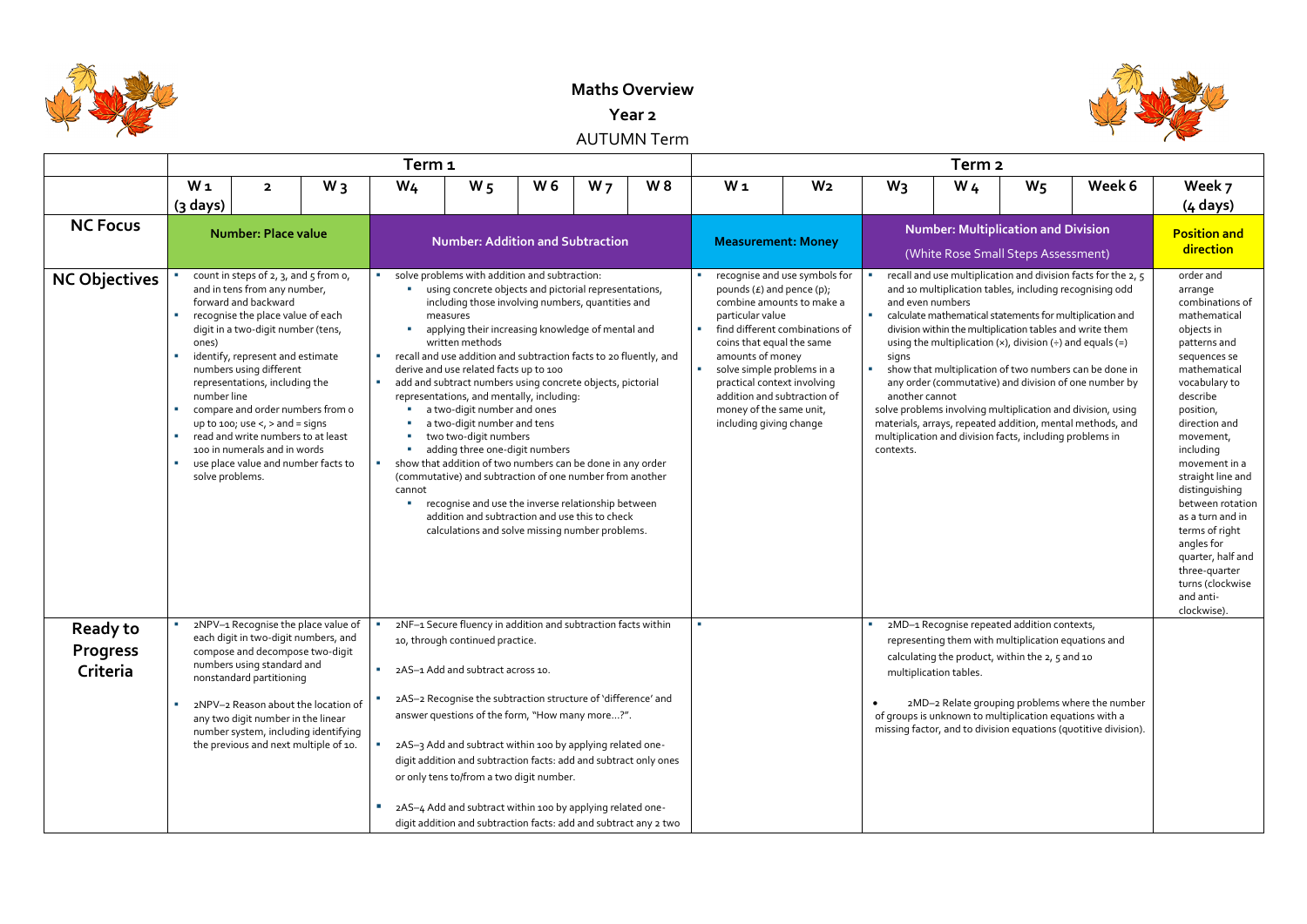# Maths Overview

## Year 2

### AUTUMN Term

| | Term 1 | | | | | | | | Term 2 | | | | | | |
|---|---|---|---|---|---|---|---|---|---|---|---|---|---|---|---|
| | W 1 (3 days) | 2 | W 3 | W4 | W 5 | W 6 | W 7 | W 8 | W 1 | W2 | W3 | W 4 | W5 | Week 6 | Week 7 (4 days) |
| **NC Focus** | **Number: Place value** | | | **Number: Addition and Subtraction** | | | | | **Measurement: Money** | | **Number: Multiplication and Division** (White Rose Small Steps Assessment) | | | | **Position and direction** |
| **NC Objectives** | ▪ count in steps of 2, 3, and 5 from 0, and in tens from any number, forward and backward<br>▪ recognise the place value of each digit in a two-digit number (tens, ones)<br>▪ identify, represent and estimate numbers using different representations, including the number line<br>▪ compare and order numbers from 0 up to 100; use <, > and = signs<br>▪ read and write numbers to at least 100 in numerals and in words<br>▪ use place value and number facts to solve problems. | | | ▪ solve problems with addition and subtraction:<br>▪ using concrete objects and pictorial representations, including those involving numbers, quantities and measures<br>▪ applying their increasing knowledge of mental and written methods<br>▪ recall and use addition and subtraction facts to 20 fluently, and derive and use related facts up to 100<br>▪ add and subtract numbers using concrete objects, pictorial representations, and mentally, including:<br>▪ a two-digit number and ones<br>▪ a two-digit number and tens<br>▪ two two-digit numbers<br>▪ adding three one-digit numbers<br>▪ show that addition of two numbers can be done in any order (commutative) and subtraction of one number from another cannot<br>▪ recognise and use the inverse relationship between addition and subtraction and use this to check calculations and solve missing number problems. | | | | | ▪ recognise and use symbols for pounds (£) and pence (p); combine amounts to make a particular value<br>▪ find different combinations of coins that equal the same amounts of money<br>▪ solve simple problems in a practical context involving addition and subtraction of money of the same unit, including giving change | | ▪ recall and use multiplication and division facts for the 2, 5 and 10 multiplication tables, including recognising odd and even numbers<br>▪ calculate mathematical statements for multiplication and division within the multiplication tables and write them using the multiplication (×), division (÷) and equals (=) signs<br>▪ show that multiplication of two numbers can be done in any order (commutative) and division of one number by another cannot<br>solve problems involving multiplication and division, using materials, arrays, repeated addition, mental methods, and multiplication and division facts, including problems in contexts. | | | | order and arrange combinations of mathematical objects in patterns and sequences se mathematical vocabulary to describe position, direction and movement, including movement in a straight line and distinguishing between rotation as a turn and in terms of right angles for quarter, half and three-quarter turns (clockwise and anti-clockwise). |
| **Ready to Progress Criteria** | ▪ 2NPV–1 Recognise the place value of each digit in two-digit numbers, and compose and decompose two-digit numbers using standard and nonstandard partitioning<br>▪ 2NPV–2 Reason about the location of any two digit number in the linear number system, including identifying the previous and next multiple of 10. | | | ▪ 2NF–1 Secure fluency in addition and subtraction facts within 10, through continued practice.<br>▪ 2AS–1 Add and subtract across 10.<br>▪ 2AS–2 Recognise the subtraction structure of 'difference' and answer questions of the form, "How many more…?".<br>▪ 2AS–3 Add and subtract within 100 by applying related one-digit addition and subtraction facts: add and subtract only ones or only tens to/from a two digit number.<br>▪ 2AS–4 Add and subtract within 100 by applying related one-digit addition and subtraction facts: add and subtract any 2 two | | | | | ▪ | | ▪ 2MD–1 Recognise repeated addition contexts, representing them with multiplication equations and calculating the product, within the 2, 5 and 10 multiplication tables.<br>• 2MD–2 Relate grouping problems where the number of groups is unknown to multiplication equations with a missing factor, and to division equations (quotitive division). | | | | |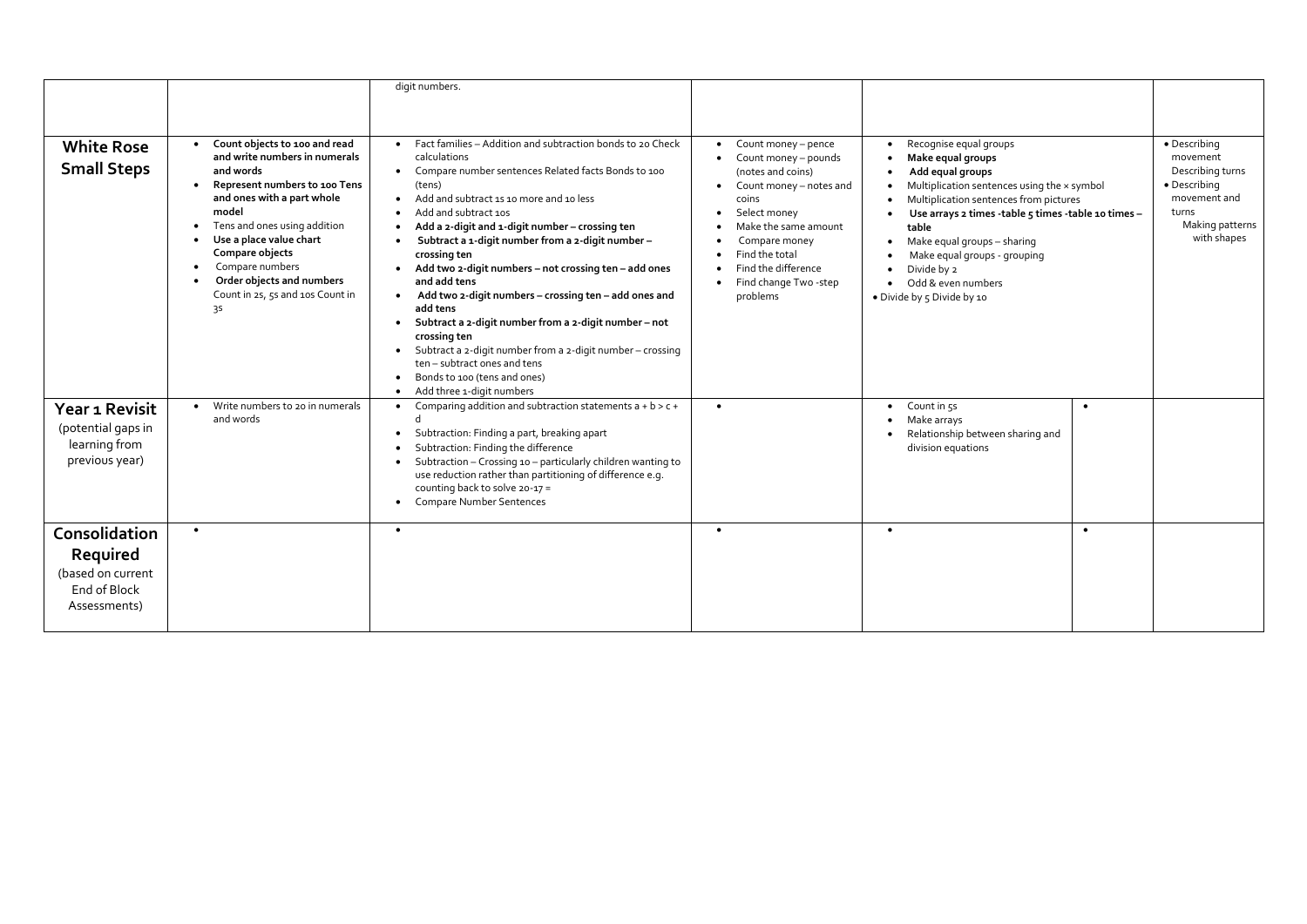| | | digit numbers. | | | | |
|---|---|---|---|---|---|---|
| **White Rose Small Steps** | • **Count objects to 100 and read and write numbers in numerals and words**<br>• **Represent numbers to 100 Tens and ones with a part whole model**<br>• Tens and ones using addition<br>• **Use a place value chart Compare objects**<br>• Compare numbers<br>• **Order objects and numbers** Count in 2s, 5s and 10s Count in 3s | • Fact families – Addition and subtraction bonds to 20 Check calculations<br>• Compare number sentences Related facts Bonds to 100 (tens)<br>• Add and subtract 1s 10 more and 10 less<br>• Add and subtract 10s<br>• **Add a 2-digit and 1-digit number – crossing ten**<br>• **Subtract a 1-digit number from a 2-digit number – crossing ten**<br>• **Add two 2-digit numbers – not crossing ten – add ones and add tens**<br>• **Add two 2-digit numbers – crossing ten – add ones and add tens**<br>• **Subtract a 2-digit number from a 2-digit number – not crossing ten**<br>• Subtract a 2-digit number from a 2-digit number – crossing ten – subtract ones and tens<br>• Bonds to 100 (tens and ones)<br>• Add three 1-digit numbers | • Count money – pence<br>• Count money – pounds (notes and coins)<br>• Count money – notes and coins<br>• Select money<br>• Make the same amount<br>• Compare money<br>• Find the total<br>• Find the difference<br>• Find change Two -step problems | • Recognise equal groups<br>• **Make equal groups**<br>• **Add equal groups**<br>• Multiplication sentences using the × symbol<br>• Multiplication sentences from pictures<br>• **Use arrays 2 times -table 5 times -table 10 times – table**<br>• Make equal groups – sharing<br>• Make equal groups - grouping<br>• Divide by 2<br>• Odd & even numbers<br>• Divide by 5 Divide by 10 | | • Describing movement Describing turns<br>• Describing movement and turns Making patterns with shapes |
| **Year 1 Revisit** (potential gaps in learning from previous year) | • Write numbers to 20 in numerals and words | • Comparing addition and subtraction statements a + b > c + d<br>• Subtraction: Finding a part, breaking apart<br>• Subtraction: Finding the difference<br>• Subtraction – Crossing 10 – particularly children wanting to use reduction rather than partitioning of difference e.g. counting back to solve 20-17 =<br>• Compare Number Sentences | • | • Count in 5s<br>• Make arrays<br>• Relationship between sharing and division equations | • | |
| **Consolidation Required** (based on current End of Block Assessments) | • | • | • | • | • | |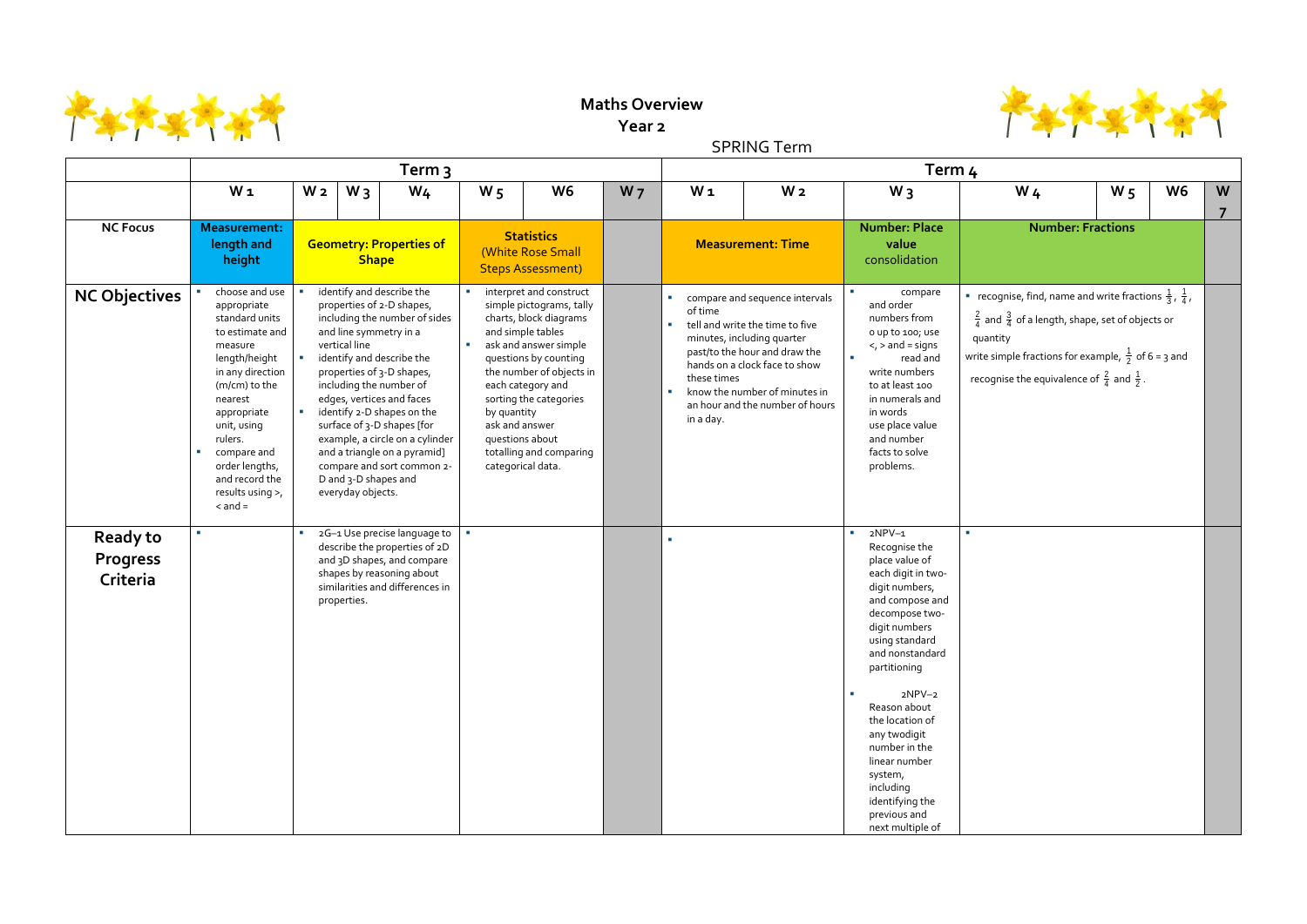# Maths Overview

## Year 2

SPRING Term

| | Term 3 | | | | | | | Term 4 | | | | | | |
|---|---|---|---|---|---|---|---|---|---|---|---|---|---|---|
| | W 1 | W 2 | W 3 | W4 | W 5 | W6 | W 7 | W 1 | W 2 | W 3 | W 4 | W 5 | W6 | W 7 |
| **NC Focus** | **Measurement: length and height** | **Geometry: Properties of Shape** | | | **Statistics** (White Rose Small Steps Assessment) | | | **Measurement: Time** | | **Number: Place value** consolidation | **Number: Fractions** | | | |
| **NC Objectives** | ▪ choose and use appropriate standard units to estimate and measure length/height in any direction (m/cm) to the nearest appropriate unit, using rulers. ▪ compare and order lengths, and record the results using >, < and = | ▪ identify and describe the properties of 2-D shapes, including the number of sides and line symmetry in a vertical line ▪ identify and describe the properties of 3-D shapes, including the number of edges, vertices and faces ▪ identify 2-D shapes on the surface of 3-D shapes [for example, a circle on a cylinder and a triangle on a pyramid] compare and sort common 2-D and 3-D shapes and everyday objects. | | | ▪ interpret and construct simple pictograms, tally charts, block diagrams and simple tables ▪ ask and answer simple questions by counting the number of objects in each category and sorting the categories by quantity ask and answer questions about totalling and comparing categorical data. | | | ▪ compare and sequence intervals of time ▪ tell and write the time to five minutes, including quarter past/to the hour and draw the hands on a clock face to show these times ▪ know the number of minutes in an hour and the number of hours in a day. | | ▪ compare and order numbers from 0 up to 100; use <, > and = signs ▪ read and write numbers to at least 100 in numerals and in words use place value and number facts to solve problems. | ▪ recognise, find, name and write fractions $\frac{1}{3}$, $\frac{1}{4}$, $\frac{2}{4}$ and $\frac{3}{4}$ of a length, shape, set of objects or quantity write simple fractions for example, $\frac{1}{2}$ of 6 = 3 and recognise the equivalence of $\frac{2}{4}$ and $\frac{1}{2}$. | | | |
| **Ready to Progress Criteria** | ▪ | ▪ 2G–1 Use precise language to describe the properties of 2D and 3D shapes, and compare shapes by reasoning about similarities and differences in properties. | | | ▪ | | | ▪ | | ▪ 2NPV–1 Recognise the place value of each digit in two-digit numbers, and compose and decompose two-digit numbers using standard and nonstandard partitioning ▪ 2NPV–2 Reason about the location of any twodigit number in the linear number system, including identifying the previous and next multiple of | ▪ | | | |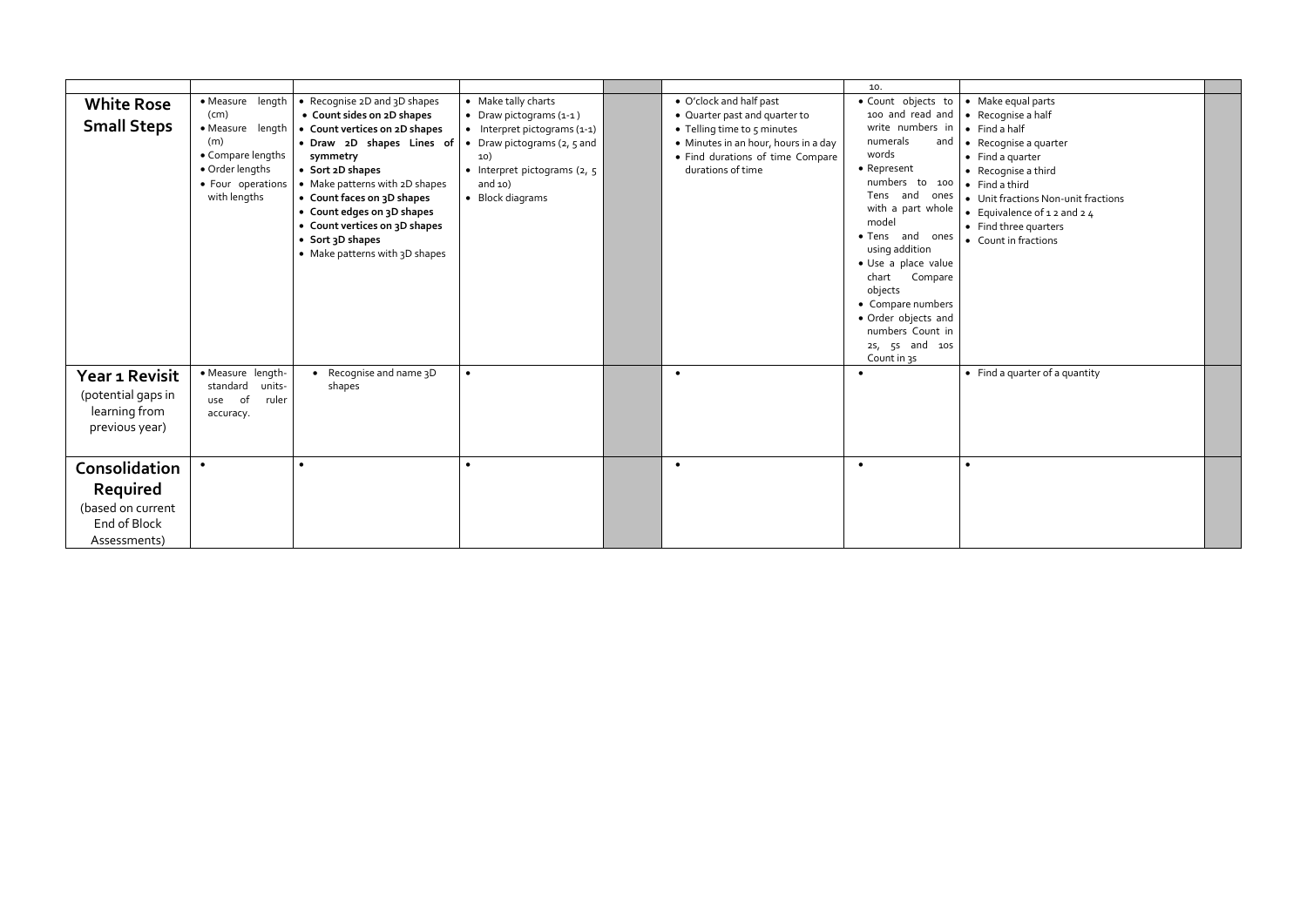| | | | | | | 10. | | |
|---|---|---|---|---|---|---|---|---|
| **White Rose Small Steps** | • Measure length (cm)<br>• Measure length (m)<br>• Compare lengths<br>• Order lengths<br>• Four operations with lengths | • Recognise 2D and 3D shapes<br>• **Count sides on 2D shapes**<br>• **Count vertices on 2D shapes**<br>• **Draw 2D shapes Lines of symmetry**<br>• **Sort 2D shapes**<br>• Make patterns with 2D shapes<br>• **Count faces on 3D shapes**<br>• **Count edges on 3D shapes**<br>• **Count vertices on 3D shapes**<br>• **Sort 3D shapes**<br>• Make patterns with 3D shapes | • Make tally charts<br>• Draw pictograms (1-1)<br>• Interpret pictograms (1-1)<br>• Draw pictograms (2, 5 and 10)<br>• Interpret pictograms (2, 5 and 10)<br>• Block diagrams | | • O'clock and half past<br>• Quarter past and quarter to<br>• Telling time to 5 minutes<br>• Minutes in an hour, hours in a day<br>• Find durations of time Compare durations of time | • Count objects to 100 and read and write numbers in numerals and words<br>• Represent numbers to 100 Tens and ones with a part whole model<br>• Tens and ones using addition<br>• Use a place value chart Compare objects<br>• Compare numbers<br>• Order objects and numbers Count in 2s, 5s and 10s Count in 3s | • Make equal parts<br>• Recognise a half<br>• Find a half<br>• Recognise a quarter<br>• Find a quarter<br>• Recognise a third<br>• Find a third<br>• Unit fractions Non-unit fractions<br>• Equivalence of 1 2 and 2 4<br>• Find three quarters<br>• Count in fractions | |
| **Year 1 Revisit** (potential gaps in learning from previous year) | • Measure length- standard units- use of ruler accuracy. | • Recognise and name 3D shapes | • | | • | • | • Find a quarter of a quantity | |
| **Consolidation Required** (based on current End of Block Assessments) | • | • | • | | • | • | • | |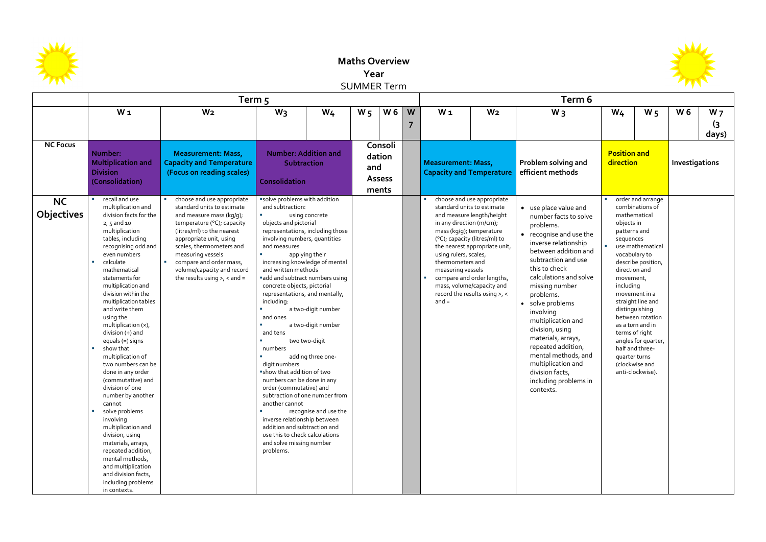# Maths Overview
## Year
SUMMER Term

| | Term 5 | | | | | | | Term 6 | | | | | | |
|---|---|---|---|---|---|---|---|---|---|---|---|---|---|---|
| | W 1 | W2 | W3 | W4 | W 5 | W 6 | W 7 | W 1 | W2 | W 3 | W4 | W 5 | W 6 | W 7 (3 days) |
| **NC Focus** | **Number: Multiplication and Division (Consolidation)** | **Measurement: Mass, Capacity and Temperature (Focus on reading scales)** | **Number: Addition and Subtraction Consolidation** | | **Consolidation and Assessments** | | | **Measurement: Mass, Capacity and Temperature** | | **Problem solving and efficient methods** | **Position and direction** | | **Investigations** | |
| **NC Objectives** | ▪ recall and use multiplication and division facts for the 2, 5 and 10 multiplication tables, including recognising odd and even numbers<br>▪ calculate mathematical statements for multiplication and division within the multiplication tables and write them using the multiplication (×), division (÷) and equals (=) signs<br>▪ show that multiplication of two numbers can be done in any order (commutative) and division of one number by another cannot<br>▪ solve problems involving multiplication and division, using materials, arrays, repeated addition, mental methods, and multiplication and division facts, including problems in contexts. | ▪ choose and use appropriate standard units to estimate and measure mass (kg/g); temperature (°C); capacity (litres/ml) to the nearest appropriate unit, using scales, thermometers and measuring vessels<br>▪ compare and order mass, volume/capacity and record the results using >, < and = | ▪solve problems with addition and subtraction:<br>▪ using concrete objects and pictorial representations, including those involving numbers, quantities and measures<br>▪ applying their increasing knowledge of mental and written methods<br>▪add and subtract numbers using concrete objects, pictorial representations, and mentally, including:<br>▪ a two-digit number and ones<br>▪ a two-digit number and tens<br>▪ two two-digit numbers<br>▪ adding three one-digit numbers<br>▪show that addition of two numbers can be done in any order (commutative) and subtraction of one number from another cannot<br>▪ recognise and use the inverse relationship between addition and subtraction and use this to check calculations and solve missing number problems. | | | | | ▪ choose and use appropriate standard units to estimate and measure length/height in any direction (m/cm); mass (kg/g); temperature (°C); capacity (litres/ml) to the nearest appropriate unit, using rulers, scales, thermometers and measuring vessels<br>▪ compare and order lengths, mass, volume/capacity and record the results using >, < and = | | • use place value and number facts to solve problems.<br>• recognise and use the inverse relationship between addition and subtraction and use this to check calculations and solve missing number problems.<br>• solve problems involving multiplication and division, using materials, arrays, repeated addition, mental methods, and multiplication and division facts, including problems in contexts. | ▪ order and arrange combinations of mathematical objects in patterns and sequences<br>▪ use mathematical vocabulary to describe position, direction and movement, including movement in a straight line and distinguishing between rotation as a turn and in terms of right angles for quarter, half and three-quarter turns (clockwise and anti-clockwise). | | | |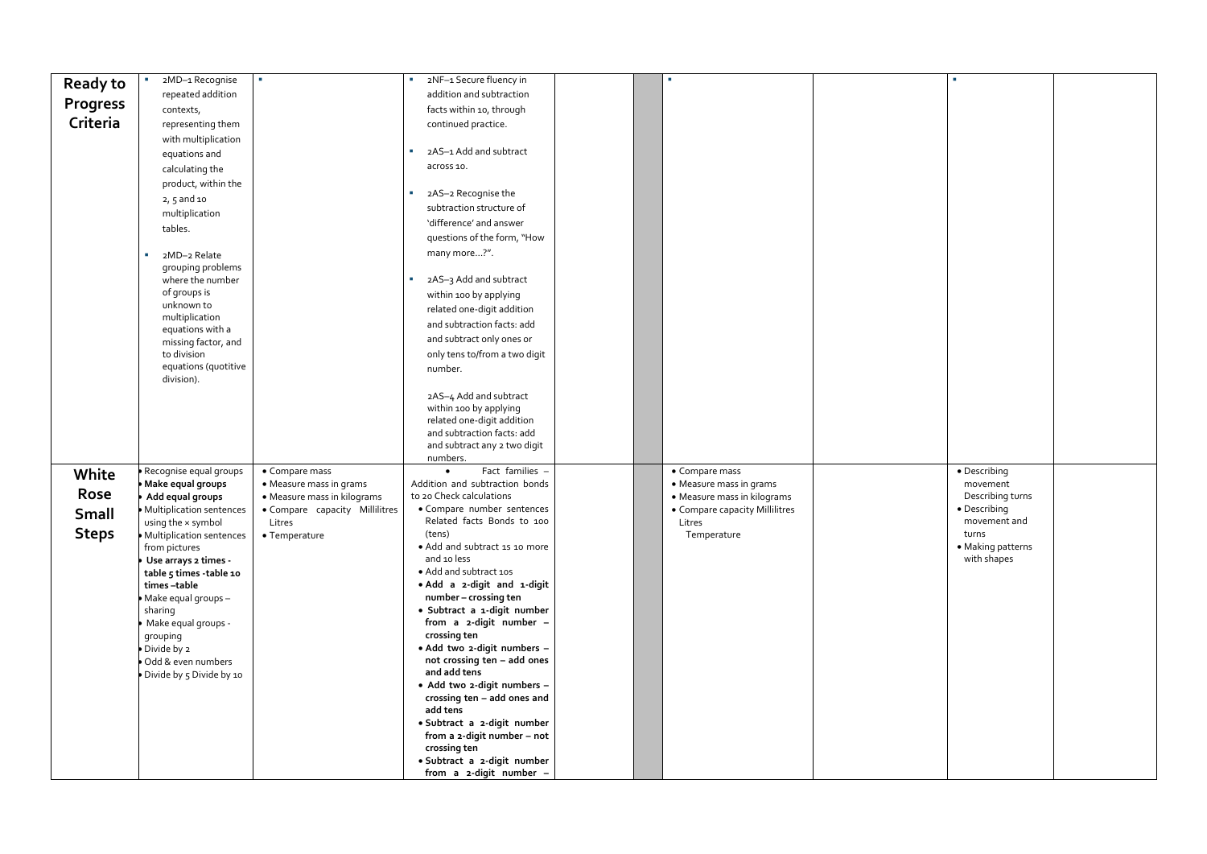| | | | | | | | | | |
|---|---|---|---|---|---|---|---|---|---|
| **Ready to Progress Criteria** | ▪ 2MD–1 Recognise repeated addition contexts, representing them with multiplication equations and calculating the product, within the 2, 5 and 10 multiplication tables.<br><br>▪ 2MD–2 Relate grouping problems where the number of groups is unknown to multiplication equations with a missing factor, and to division equations (quotitive division). | ▪ | ▪ 2NF–1 Secure fluency in addition and subtraction facts within 10, through continued practice.<br><br>▪ 2AS–1 Add and subtract across 10.<br><br>▪ 2AS–2 Recognise the subtraction structure of 'difference' and answer questions of the form, "How many more…?".<br><br>▪ 2AS–3 Add and subtract within 100 by applying related one-digit addition and subtraction facts: add and subtract only ones or only tens to/from a two digit number.<br><br>2AS–4 Add and subtract within 100 by applying related one-digit addition and subtraction facts: add and subtract any 2 two digit numbers. | | | ▪ | | ▪ | |
| **White Rose Small Steps** | • Recognise equal groups<br>• **Make equal groups**<br>• **Add equal groups**<br>• Multiplication sentences using the × symbol<br>• Multiplication sentences from pictures<br>• **Use arrays 2 times -table 5 times -table 10 times –table**<br>• Make equal groups – sharing<br>• Make equal groups - grouping<br>• Divide by 2<br>• Odd & even numbers<br>• Divide by 5 Divide by 10 | • Compare mass<br>• Measure mass in grams<br>• Measure mass in kilograms<br>• Compare capacity Millilitres Litres<br>• Temperature | • Fact families – Addition and subtraction bonds to 20 Check calculations<br>• Compare number sentences Related facts Bonds to 100 (tens)<br>• Add and subtract 1s 10 more and 10 less<br>• Add and subtract 10s<br>• **Add a 2-digit and 1-digit number – crossing ten**<br>• **Subtract a 1-digit number from a 2-digit number – crossing ten**<br>• **Add two 2-digit numbers – not crossing ten – add ones and add tens**<br>• **Add two 2-digit numbers – crossing ten – add ones and add tens**<br>• **Subtract a 2-digit number from a 2-digit number – not crossing ten**<br>• **Subtract a 2-digit number from a 2-digit number –** | | | • Compare mass<br>• Measure mass in grams<br>• Measure mass in kilograms<br>• Compare capacity Millilitres Litres<br>Temperature | | • Describing movement Describing turns<br>• Describing movement and turns<br>• Making patterns with shapes | |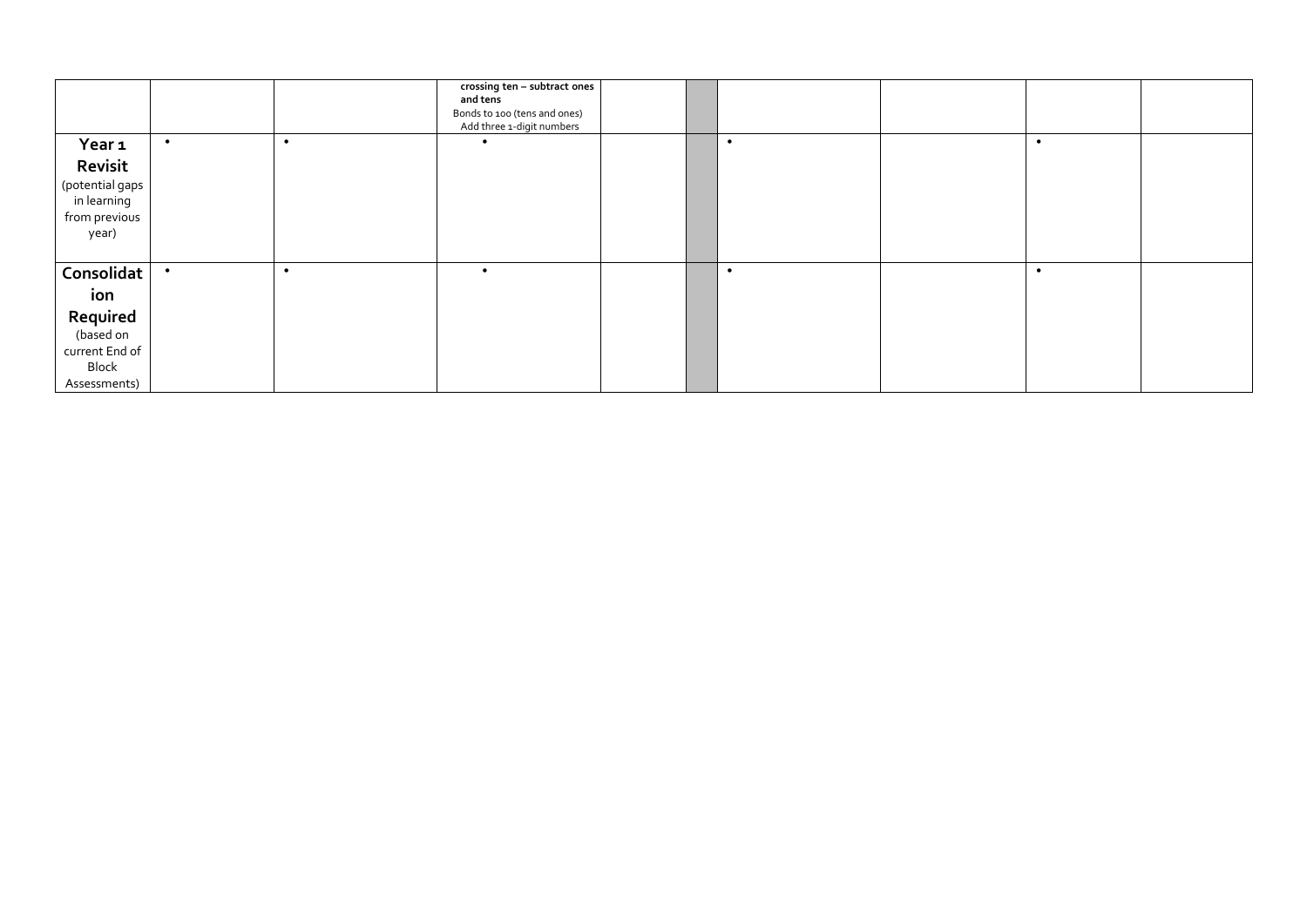| | | | | | | | | | |
|---|---|---|---|---|---|---|---|---|---|
| | | | **crossing ten – subtract ones and tens** Bonds to 100 (tens and ones) Add three 1-digit numbers | | | | | | |
| **Year 1 Revisit** (potential gaps in learning from previous year) | • | • | • | | | • | | • | |
| **Consolidation Required** (based on current End of Block Assessments) | • | • | • | | | • | | • | |